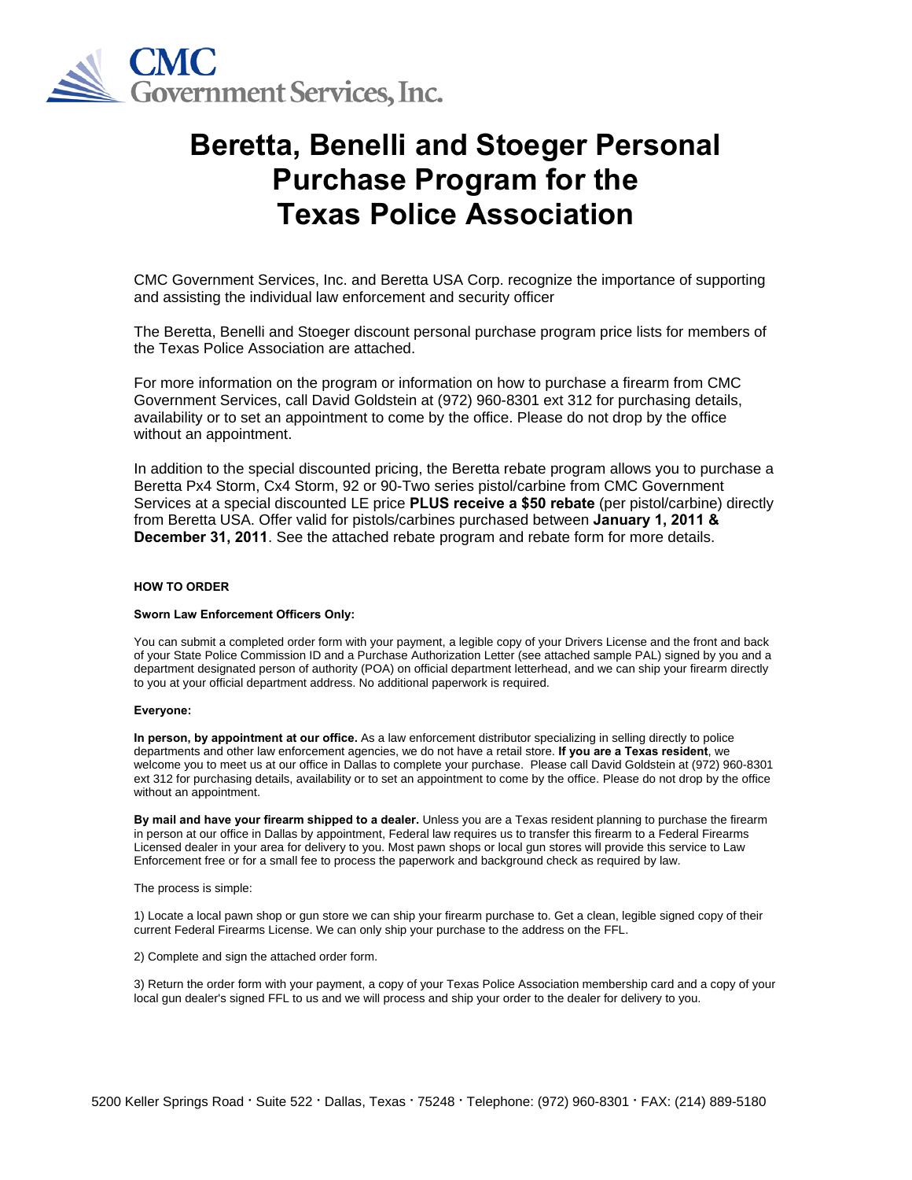CMC Government Services, Inc.

# Beretta, Benelli and Stoeger Personal Purchase Program for the Texas Police Association

CMC Government Services, Inc. and Beretta USA Corp. recognize the importance of supporting and assisting the individual law enforcement and security officer

The Beretta, Benelli and Stoeger discount personal purchase program price lists for members of the Texas Police Association are attached.

For more information on the program or information on how to purchase a firearm from CMC Government Services, call David Goldstein at (972) 960-8301 ext 312 for purchasing details, availability or to set an appointment to come by the office. Please do not drop by the office without an appointment.

In addition to the special discounted pricing, the Beretta rebate program allows you to purchase a Beretta Px4 Storm, Cx4 Storm, 92 or 90-Two series pistol/carbine from CMC Government Services at a special discounted LE price **PLUS receive a $50 rebate** (per pistol/carbine) directly from Beretta USA. Offer valid for pistols/carbines purchased between **January 1, 2011 & December 31, 2011**. See the attached rebate program and rebate form for more details.

**HOW TO ORDER**

**Sworn Law Enforcement Officers Only:**

You can submit a completed order form with your payment, a legible copy of your Drivers License and the front and back of your State Police Commission ID and a Purchase Authorization Letter (see attached sample PAL) signed by you and a department designated person of authority (POA) on official department letterhead, and we can ship your firearm directly to you at your official department address. No additional paperwork is required.

**Everyone:**

**In person, by appointment at our office.** As a law enforcement distributor specializing in selling directly to police departments and other law enforcement agencies, we do not have a retail store. **If you are a Texas resident**, we welcome you to meet us at our office in Dallas to complete your purchase. Please call David Goldstein at (972) 960-8301 ext 312 for purchasing details, availability or to set an appointment to come by the office. Please do not drop by the office without an appointment.

**By mail and have your firearm shipped to a dealer.** Unless you are a Texas resident planning to purchase the firearm in person at our office in Dallas by appointment, Federal law requires us to transfer this firearm to a Federal Firearms Licensed dealer in your area for delivery to you. Most pawn shops or local gun stores will provide this service to Law Enforcement free or for a small fee to process the paperwork and background check as required by law.

The process is simple:

1) Locate a local pawn shop or gun store we can ship your firearm purchase to. Get a clean, legible signed copy of their current Federal Firearms License. We can only ship your purchase to the address on the FFL.

2) Complete and sign the attached order form.

3) Return the order form with your payment, a copy of your Texas Police Association membership card and a copy of your local gun dealer's signed FFL to us and we will process and ship your order to the dealer for delivery to you.

5200 Keller Springs Road · Suite 522 · Dallas, Texas · 75248 · Telephone: (972) 960-8301 · FAX: (214) 889-5180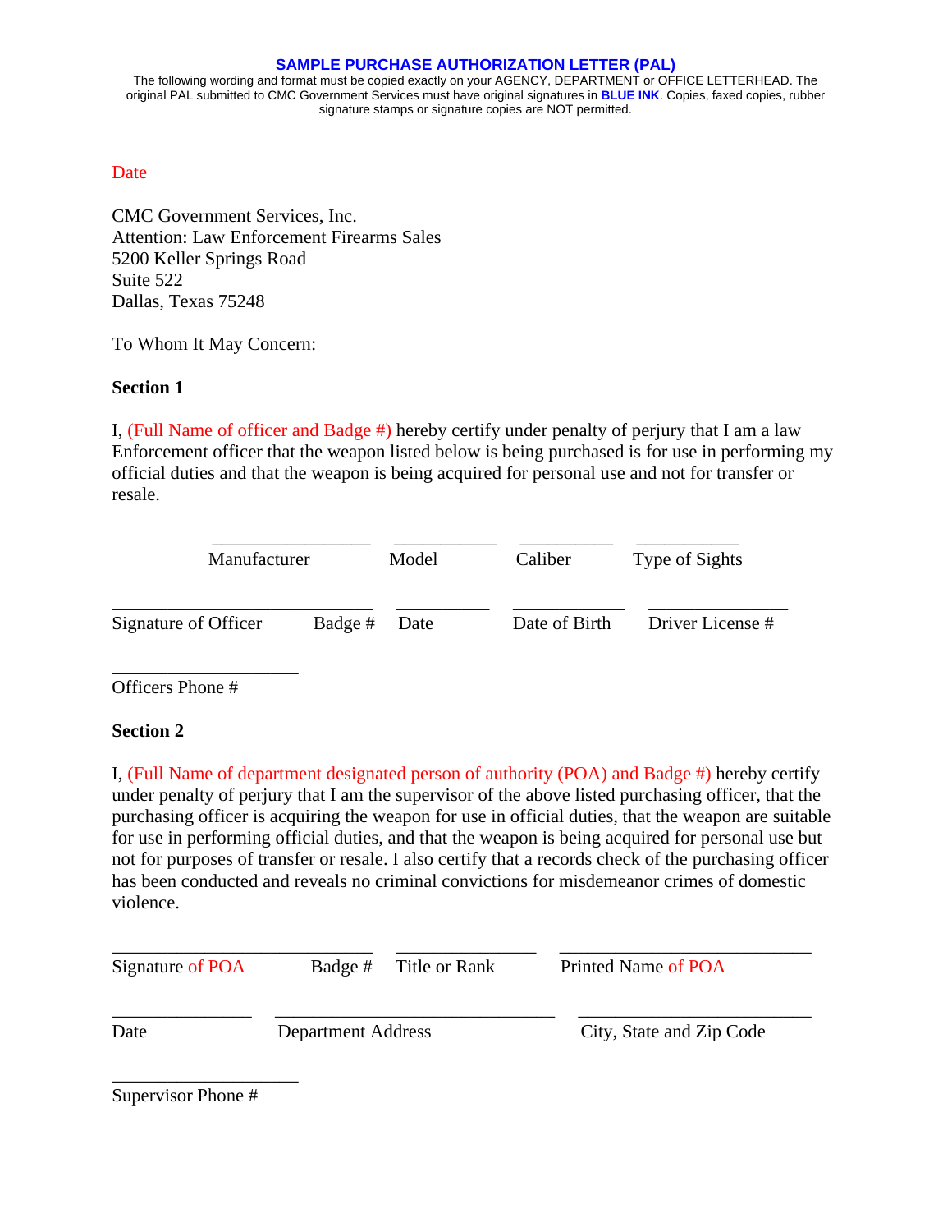## SAMPLE PURCHASE AUTHORIZATION LETTER (PAL)

The following wording and format must be copied exactly on your AGENCY, DEPARTMENT or OFFICE LETTERHEAD. The original PAL submitted to CMC Government Services must have original signatures in **BLUE INK**. Copies, faxed copies, rubber signature stamps or signature copies are NOT permitted.

Date

CMC Government Services, Inc.
Attention: Law Enforcement Firearms Sales
5200 Keller Springs Road
Suite 522
Dallas, Texas 75248

To Whom It May Concern:

**Section 1**

I, (Full Name of officer and Badge #) hereby certify under penalty of perjury that I am a law Enforcement officer that the weapon listed below is being purchased is for use in performing my official duties and that the weapon is being acquired for personal use and not for transfer or resale.

| Manufacturer | Model | Caliber | Type of Sights |
|---|---|---|---|
| | | | |

| Signature of Officer | Badge # | Date | Date of Birth | Driver License # |
|---|---|---|---|---|
| | | | | |

| Officers Phone # |
|---|
| |

**Section 2**

I, (Full Name of department designated person of authority (POA) and Badge #) hereby certify under penalty of perjury that I am the supervisor of the above listed purchasing officer, that the purchasing officer is acquiring the weapon for use in official duties, that the weapon are suitable for use in performing official duties, and that the weapon is being acquired for personal use but not for purposes of transfer or resale. I also certify that a records check of the purchasing officer has been conducted and reveals no criminal convictions for misdemeanor crimes of domestic violence.

| Signature of POA | Badge # | Title or Rank | Printed Name of POA |
|---|---|---|---|
| | | | |

| Date | Department Address | City, State and Zip Code |
|---|---|---|
| | | |

| Supervisor Phone # |
|---|
| |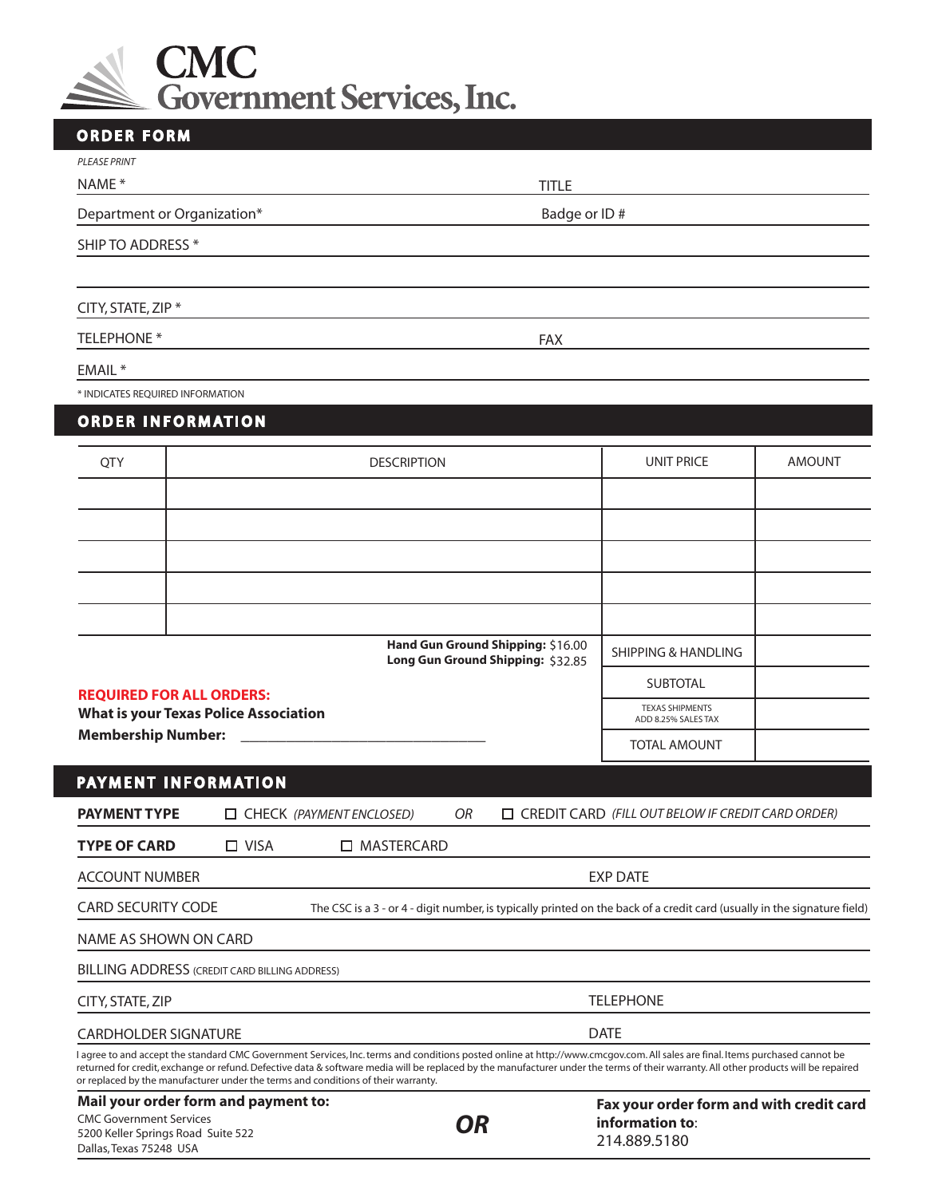# CMC Government Services, Inc.

## ORDER FORM

*PLEASE PRINT*

NAME * TITLE

Department or Organization* Badge or ID #

SHIP TO ADDRESS *

CITY, STATE, ZIP *

TELEPHONE * FAX

EMAIL *

* INDICATES REQUIRED INFORMATION

## ORDER INFORMATION

| QTY | DESCRIPTION | UNIT PRICE | AMOUNT |
|---|---|---|---|
| | | | |
| | | | |
| | | | |
| | | | |
| | | | |
| | **Hand Gun Ground Shipping:** $16.00<br>**Long Gun Ground Shipping:** $32.85 | SHIPPING & HANDLING | |
| | | SUBTOTAL | |
| | | TEXAS SHIPMENTS ADD 8.25% SALES TAX | |
| | | TOTAL AMOUNT | |

**REQUIRED FOR ALL ORDERS:**
**What is your Texas Police Association Membership Number:** ________________________________

## PAYMENT INFORMATION

**PAYMENT TYPE** ☐ CHECK *(PAYMENT ENCLOSED)* *OR* ☐ CREDIT CARD *(FILL OUT BELOW IF CREDIT CARD ORDER)*

**TYPE OF CARD** ☐ VISA ☐ MASTERCARD

ACCOUNT NUMBER EXP DATE

CARD SECURITY CODE The CSC is a 3 - or 4 - digit number, is typically printed on the back of a credit card (usually in the signature field)

NAME AS SHOWN ON CARD

BILLING ADDRESS (CREDIT CARD BILLING ADDRESS)

CITY, STATE, ZIP TELEPHONE

CARDHOLDER SIGNATURE DATE

I agree to and accept the standard CMC Government Services, Inc. terms and conditions posted online at http://www.cmcgov.com. All sales are final. Items purchased cannot be returned for credit, exchange or refund. Defective data & software media will be replaced by the manufacturer under the terms of their warranty. All other products will be repaired or replaced by the manufacturer under the terms and conditions of their warranty.

**Mail your order form and payment to:**
CMC Government Services
5200 Keller Springs Road Suite 522
Dallas, Texas 75248 USA

***OR***

**Fax your order form and with credit card information to**:
214.889.5180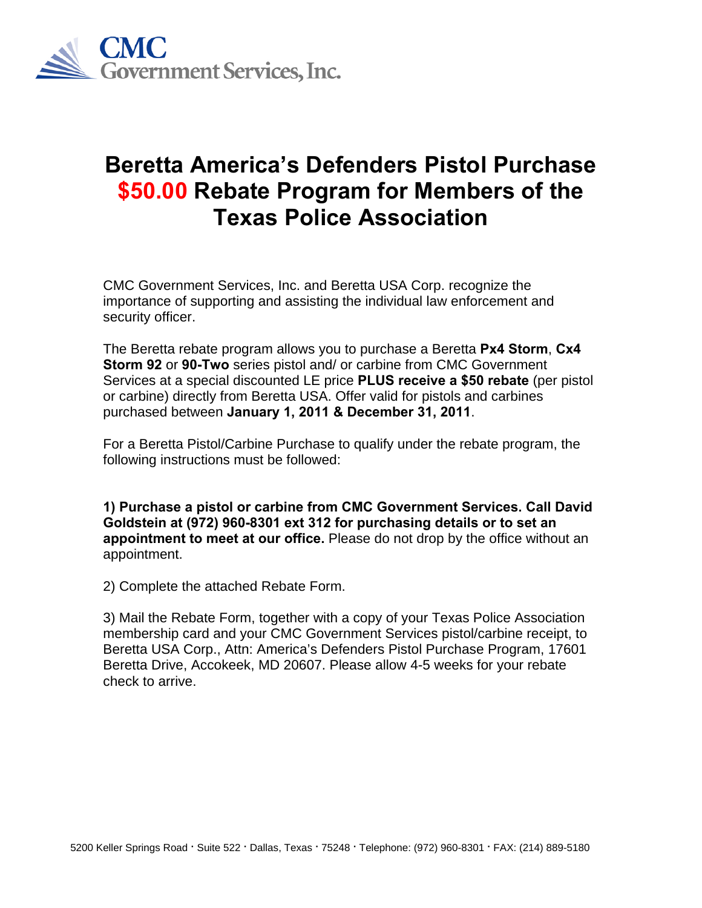**CMC**
**Government Services, Inc.**

# Beretta America's Defenders Pistol Purchase $50.00 Rebate Program for Members of the Texas Police Association

CMC Government Services, Inc. and Beretta USA Corp. recognize the importance of supporting and assisting the individual law enforcement and security officer.

The Beretta rebate program allows you to purchase a Beretta **Px4 Storm**, **Cx4 Storm 92** or **90-Two** series pistol and/ or carbine from CMC Government Services at a special discounted LE price **PLUS receive a $50 rebate** (per pistol or carbine) directly from Beretta USA. Offer valid for pistols and carbines purchased between **January 1, 2011 & December 31, 2011**.

For a Beretta Pistol/Carbine Purchase to qualify under the rebate program, the following instructions must be followed:

**1) Purchase a pistol or carbine from CMC Government Services. Call David Goldstein at (972) 960-8301 ext 312 for purchasing details or to set an appointment to meet at our office.** Please do not drop by the office without an appointment.

2) Complete the attached Rebate Form.

3) Mail the Rebate Form, together with a copy of your Texas Police Association membership card and your CMC Government Services pistol/carbine receipt, to Beretta USA Corp., Attn: America's Defenders Pistol Purchase Program, 17601 Beretta Drive, Accokeek, MD 20607. Please allow 4-5 weeks for your rebate check to arrive.

5200 Keller Springs Road · Suite 522 · Dallas, Texas · 75248 · Telephone: (972) 960-8301 · FAX: (214) 889-5180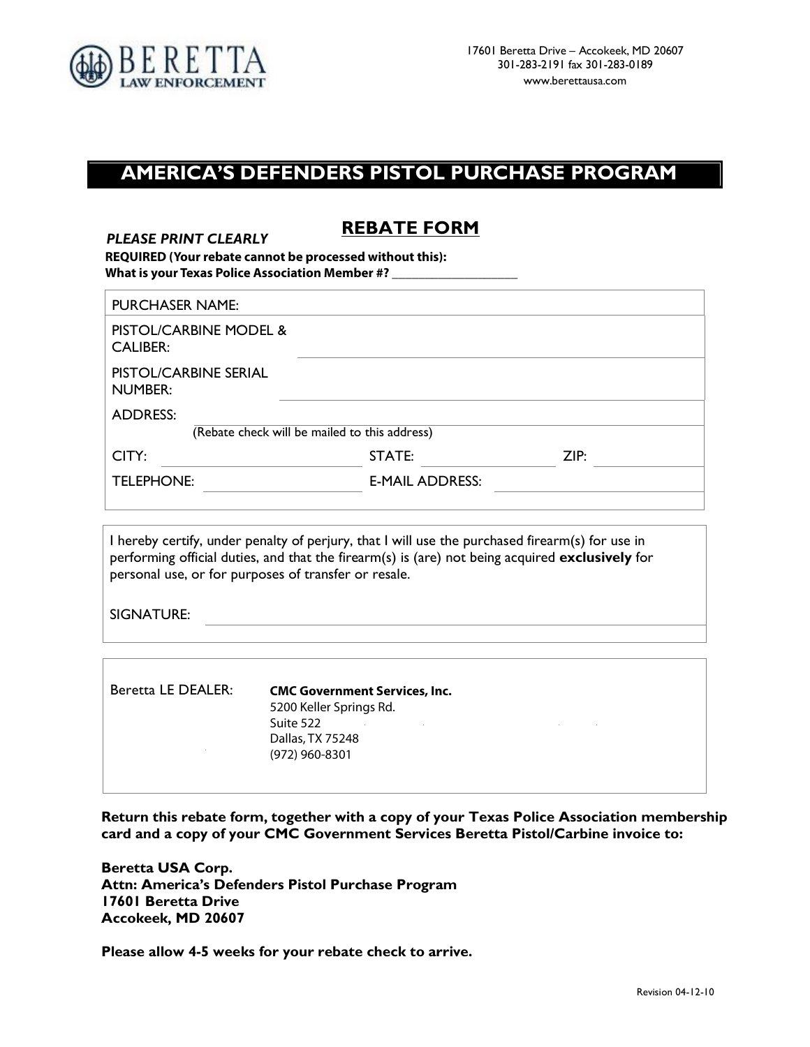BERETTA
LAW ENFORCEMENT

17601 Beretta Drive – Accokeek, MD 20607
301-283-2191 fax 301-283-0189
www.berettausa.com

# AMERICA'S DEFENDERS PISTOL PURCHASE PROGRAM

## REBATE FORM

***PLEASE PRINT CLEARLY***

**REQUIRED (Your rebate cannot be processed without this):**
**What is your Texas Police Association Member #? ___________________**

PURCHASER NAME:

PISTOL/CARBINE MODEL & CALIBER: ______________________________

PISTOL/CARBINE SERIAL NUMBER: ______________________________

ADDRESS: ______________________________
(Rebate check will be mailed to this address)

CITY: ____________ STATE: ____________ ZIP: ____________

TELEPHONE: ____________ E-MAIL ADDRESS: ____________

I hereby certify, under penalty of perjury, that I will use the purchased firearm(s) for use in performing official duties, and that the firearm(s) is (are) not being acquired **exclusively** for personal use, or for purposes of transfer or resale.

SIGNATURE: ______________________________

Beretta LE DEALER: **CMC Government Services, Inc.**
5200 Keller Springs Rd.
Suite 522
Dallas, TX 75248
(972) 960-8301

**Return this rebate form, together with a copy of your Texas Police Association membership card and a copy of your CMC Government Services Beretta Pistol/Carbine invoice to:**

**Beretta USA Corp.**
**Attn: America's Defenders Pistol Purchase Program**
**17601 Beretta Drive**
**Accokeek, MD 20607**

**Please allow 4-5 weeks for your rebate check to arrive.**

Revision 04-12-10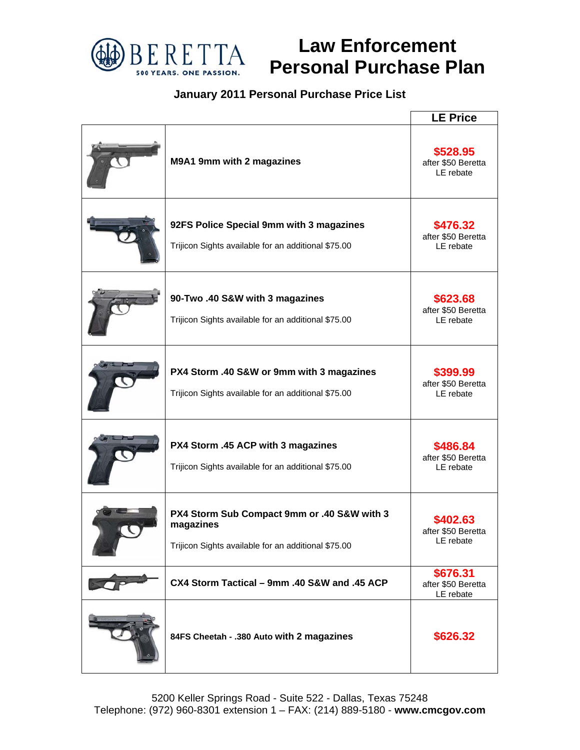# Law Enforcement Personal Purchase Plan

BERETTA
500 YEARS. ONE PASSION.

## January 2011 Personal Purchase Price List

| | | LE Price |
|---|---|---|
| | **M9A1 9mm with 2 magazines** | **$528.95** after $50 Beretta LE rebate |
| | **92FS Police Special 9mm with 3 magazines** Trijicon Sights available for an additional $75.00 | **$476.32** after $50 Beretta LE rebate |
| | **90-Two .40 S&W with 3 magazines** Trijicon Sights available for an additional $75.00 | **$623.68** after $50 Beretta LE rebate |
| | **PX4 Storm .40 S&W or 9mm with 3 magazines** Trijicon Sights available for an additional $75.00 | **$399.99** after $50 Beretta LE rebate |
| | **PX4 Storm .45 ACP with 3 magazines** Trijicon Sights available for an additional $75.00 | **$486.84** after $50 Beretta LE rebate |
| | **PX4 Storm Sub Compact 9mm or .40 S&W with 3 magazines** Trijicon Sights available for an additional $75.00 | **$402.63** after $50 Beretta LE rebate |
| | **CX4 Storm Tactical – 9mm .40 S&W and .45 ACP** | **$676.31** after $50 Beretta LE rebate |
| | **84FS Cheetah - .380 Auto with 2 magazines** | **$626.32** |

5200 Keller Springs Road - Suite 522 - Dallas, Texas 75248
Telephone: (972) 960-8301 extension 1 – FAX: (214) 889-5180 - **www.cmcgov.com**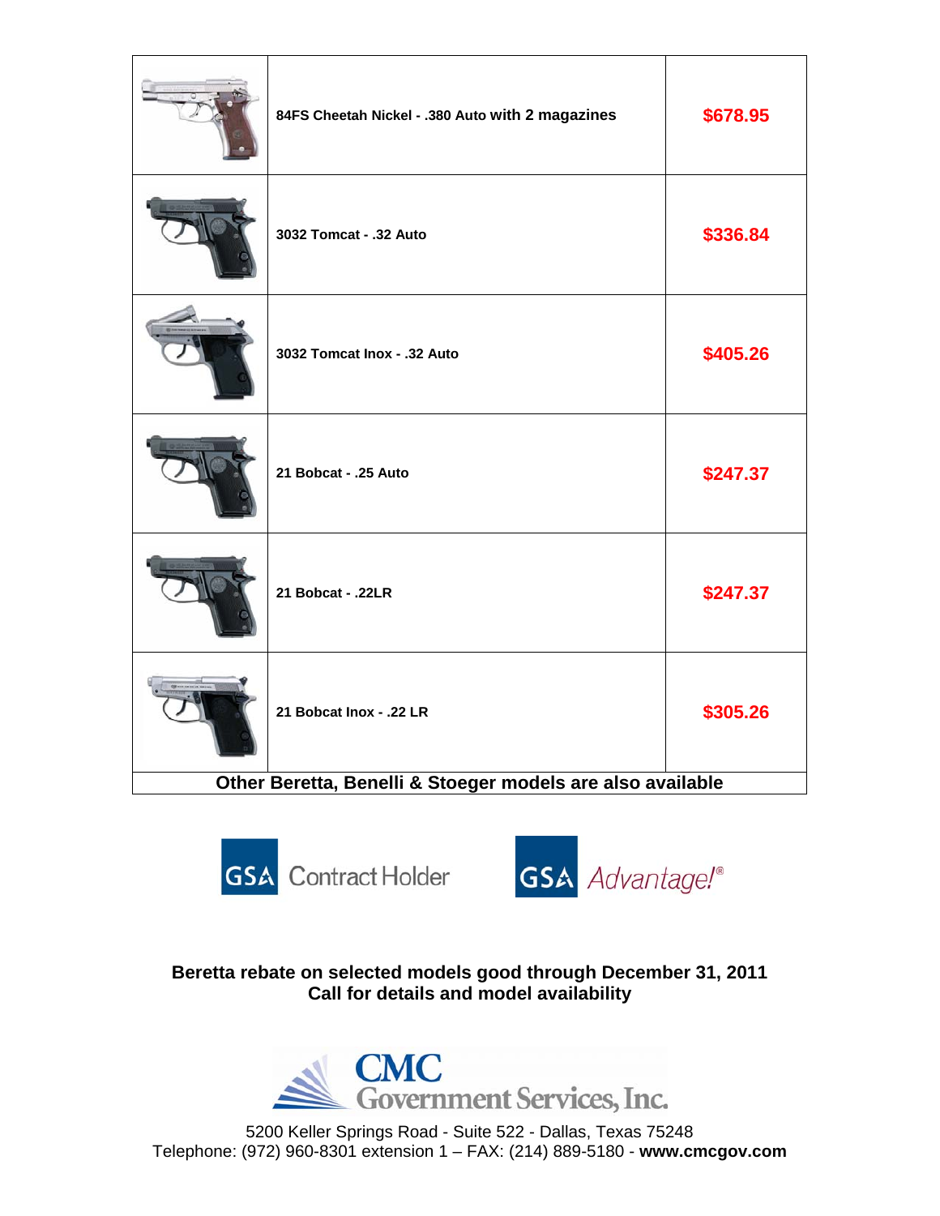| | | |
|---|---|---|
| | 84FS Cheetah Nickel - .380 Auto with 2 magazines | $678.95 |
| | 3032 Tomcat - .32 Auto | $336.84 |
| | 3032 Tomcat Inox - .32 Auto | $405.26 |
| | 21 Bobcat - .25 Auto | $247.37 |
| | 21 Bobcat - .22LR | $247.37 |
| | 21 Bobcat Inox - .22 LR | $305.26 |

**Other Beretta, Benelli & Stoeger models are also available**

GSA Contract Holder

GSA Advantage!®

**Beretta rebate on selected models good through December 31, 2011**
**Call for details and model availability**

CMC Government Services, Inc.

5200 Keller Springs Road - Suite 522 - Dallas, Texas 75248
Telephone: (972) 960-8301 extension 1 – FAX: (214) 889-5180 - **www.cmcgov.com**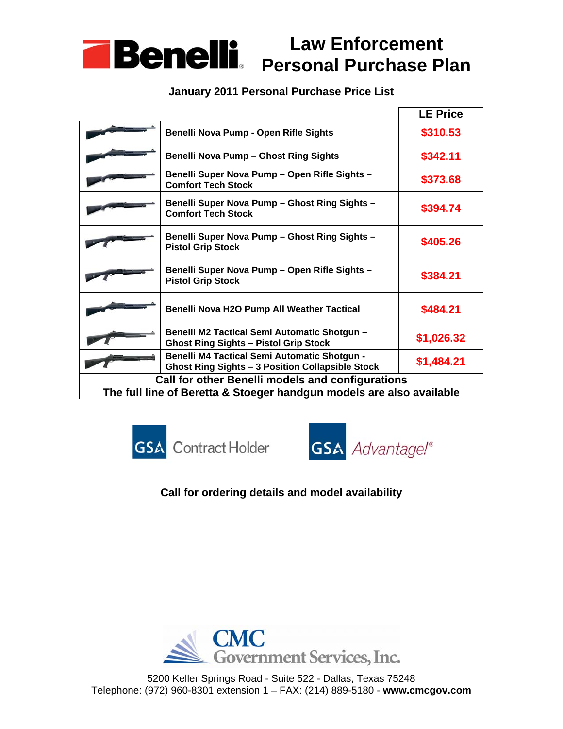# Benelli Law Enforcement Personal Purchase Plan

**January 2011 Personal Purchase Price List**

| Model | LE Price |
| --- | --- |
| Benelli Nova Pump - Open Rifle Sights | $310.53 |
| Benelli Nova Pump – Ghost Ring Sights | $342.11 |
| Benelli Super Nova Pump – Open Rifle Sights – Comfort Tech Stock | $373.68 |
| Benelli Super Nova Pump – Ghost Ring Sights – Comfort Tech Stock | $394.74 |
| Benelli Super Nova Pump – Ghost Ring Sights – Pistol Grip Stock | $405.26 |
| Benelli Super Nova Pump – Open Rifle Sights – Pistol Grip Stock | $384.21 |
| Benelli Nova H2O Pump All Weather Tactical | $484.21 |
| Benelli M2 Tactical Semi Automatic Shotgun – Ghost Ring Sights – Pistol Grip Stock | $1,026.32 |
| Benelli M4 Tactical Semi Automatic Shotgun - Ghost Ring Sights – 3 Position Collapsible Stock | $1,484.21 |

**Call for other Benelli models and configurations**
**The full line of Beretta & Stoeger handgun models are also available**

GSA Contract Holder    GSA Advantage!®

**Call for ordering details and model availability**

CMC Government Services, Inc.

5200 Keller Springs Road - Suite 522 - Dallas, Texas 75248
Telephone: (972) 960-8301 extension 1 – FAX: (214) 889-5180 - **www.cmcgov.com**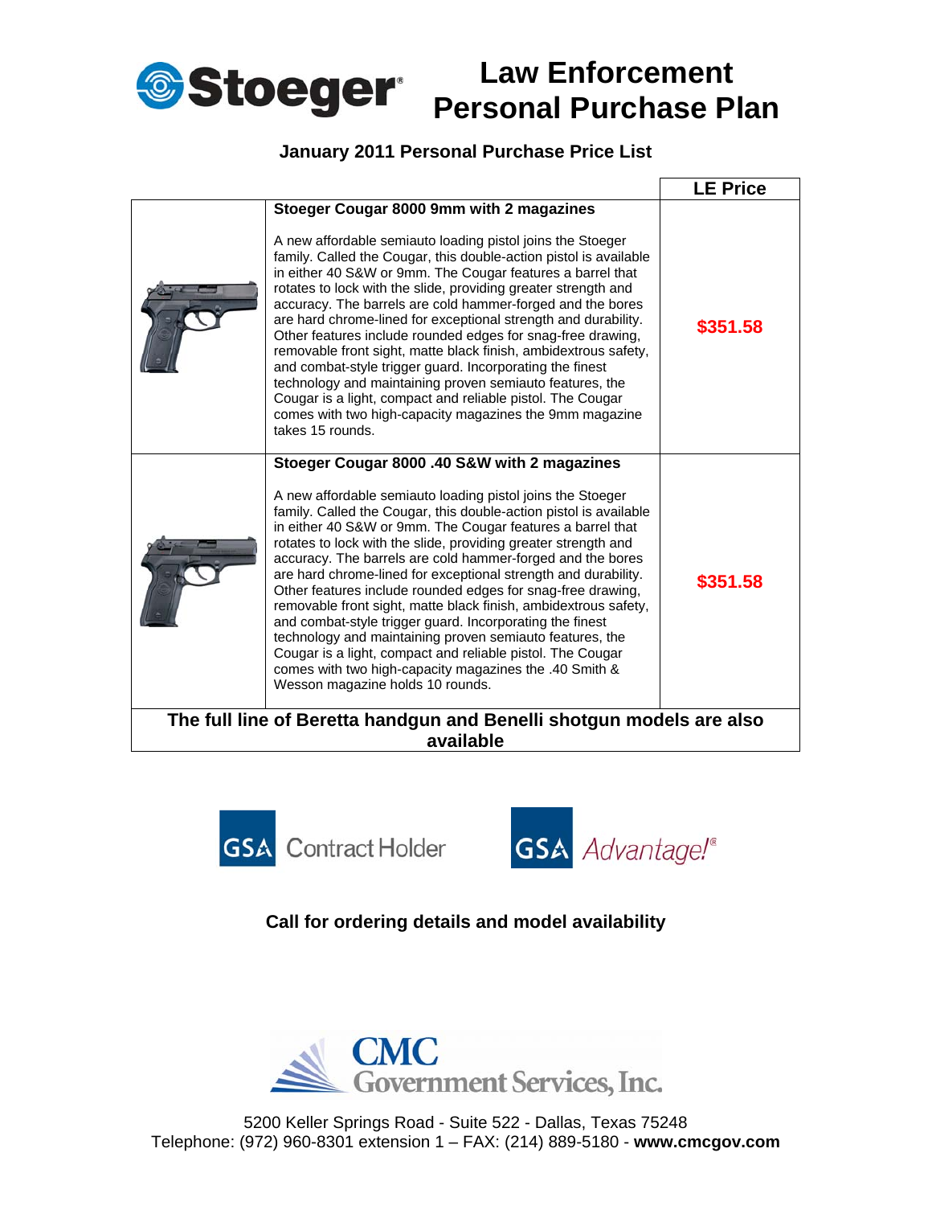# Stoeger Law Enforcement Personal Purchase Plan

## January 2011 Personal Purchase Price List

| | | LE Price |
|---|---|---|
| | **Stoeger Cougar 8000 9mm with 2 magazines**<br><br>A new affordable semiauto loading pistol joins the Stoeger family. Called the Cougar, this double-action pistol is available in either 40 S&W or 9mm. The Cougar features a barrel that rotates to lock with the slide, providing greater strength and accuracy. The barrels are cold hammer-forged and the bores are hard chrome-lined for exceptional strength and durability. Other features include rounded edges for snag-free drawing, removable front sight, matte black finish, ambidextrous safety, and combat-style trigger guard. Incorporating the finest technology and maintaining proven semiauto features, the Cougar is a light, compact and reliable pistol. The Cougar comes with two high-capacity magazines the 9mm magazine takes 15 rounds. | $351.58 |
| | **Stoeger Cougar 8000 .40 S&W with 2 magazines**<br><br>A new affordable semiauto loading pistol joins the Stoeger family. Called the Cougar, this double-action pistol is available in either 40 S&W or 9mm. The Cougar features a barrel that rotates to lock with the slide, providing greater strength and accuracy. The barrels are cold hammer-forged and the bores are hard chrome-lined for exceptional strength and durability. Other features include rounded edges for snag-free drawing, removable front sight, matte black finish, ambidextrous safety, and combat-style trigger guard. Incorporating the finest technology and maintaining proven semiauto features, the Cougar is a light, compact and reliable pistol. The Cougar comes with two high-capacity magazines the .40 Smith & Wesson magazine holds 10 rounds. | $351.58 |
| **The full line of Beretta handgun and Benelli shotgun models are also available** | | |

GSA Contract Holder

GSA Advantage!®

**Call for ordering details and model availability**

CMC Government Services, Inc.

5200 Keller Springs Road - Suite 522 - Dallas, Texas 75248
Telephone: (972) 960-8301 extension 1 – FAX: (214) 889-5180 - **www.cmcgov.com**